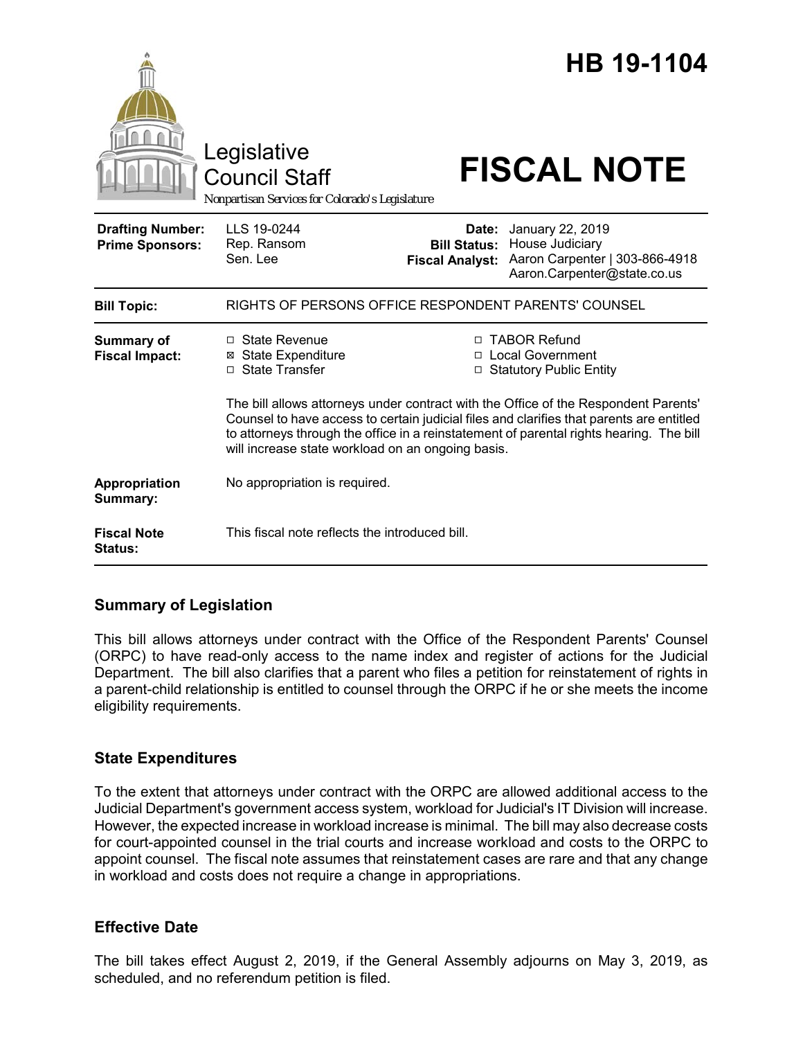# HB 19-1104

Legislative Council Staff

Nonpartisan Services for Colorado's Legislature

# FISCAL NOTE

| | | | |
|---|---|---|---|
| **Drafting Number:** | LLS 19-0244 | **Date:** | January 22, 2019 |
| **Prime Sponsors:** | Rep. Ransom<br>Sen. Lee | **Bill Status:** | House Judiciary |
| | | **Fiscal Analyst:** | Aaron Carpenter \| 303-866-4918<br>Aaron.Carpenter@state.co.us |

| | |
|---|---|
| **Bill Topic:** | RIGHTS OF PERSONS OFFICE RESPONDENT PARENTS' COUNSEL |
| **Summary of Fiscal Impact:** | ☐ State Revenue<br>☒ State Expenditure<br>☐ State Transfer<br>☐ TABOR Refund<br>☐ Local Government<br>☐ Statutory Public Entity<br><br>The bill allows attorneys under contract with the Office of the Respondent Parents' Counsel to have access to certain judicial files and clarifies that parents are entitled to attorneys through the office in a reinstatement of parental rights hearing. The bill will increase state workload on an ongoing basis. |
| **Appropriation Summary:** | No appropriation is required. |
| **Fiscal Note Status:** | This fiscal note reflects the introduced bill. |

## Summary of Legislation

This bill allows attorneys under contract with the Office of the Respondent Parents' Counsel (ORPC) to have read-only access to the name index and register of actions for the Judicial Department. The bill also clarifies that a parent who files a petition for reinstatement of rights in a parent-child relationship is entitled to counsel through the ORPC if he or she meets the income eligibility requirements.

## State Expenditures

To the extent that attorneys under contract with the ORPC are allowed additional access to the Judicial Department's government access system, workload for Judicial's IT Division will increase. However, the expected increase in workload increase is minimal. The bill may also decrease costs for court-appointed counsel in the trial courts and increase workload and costs to the ORPC to appoint counsel. The fiscal note assumes that reinstatement cases are rare and that any change in workload and costs does not require a change in appropriations.

## Effective Date

The bill takes effect August 2, 2019, if the General Assembly adjourns on May 3, 2019, as scheduled, and no referendum petition is filed.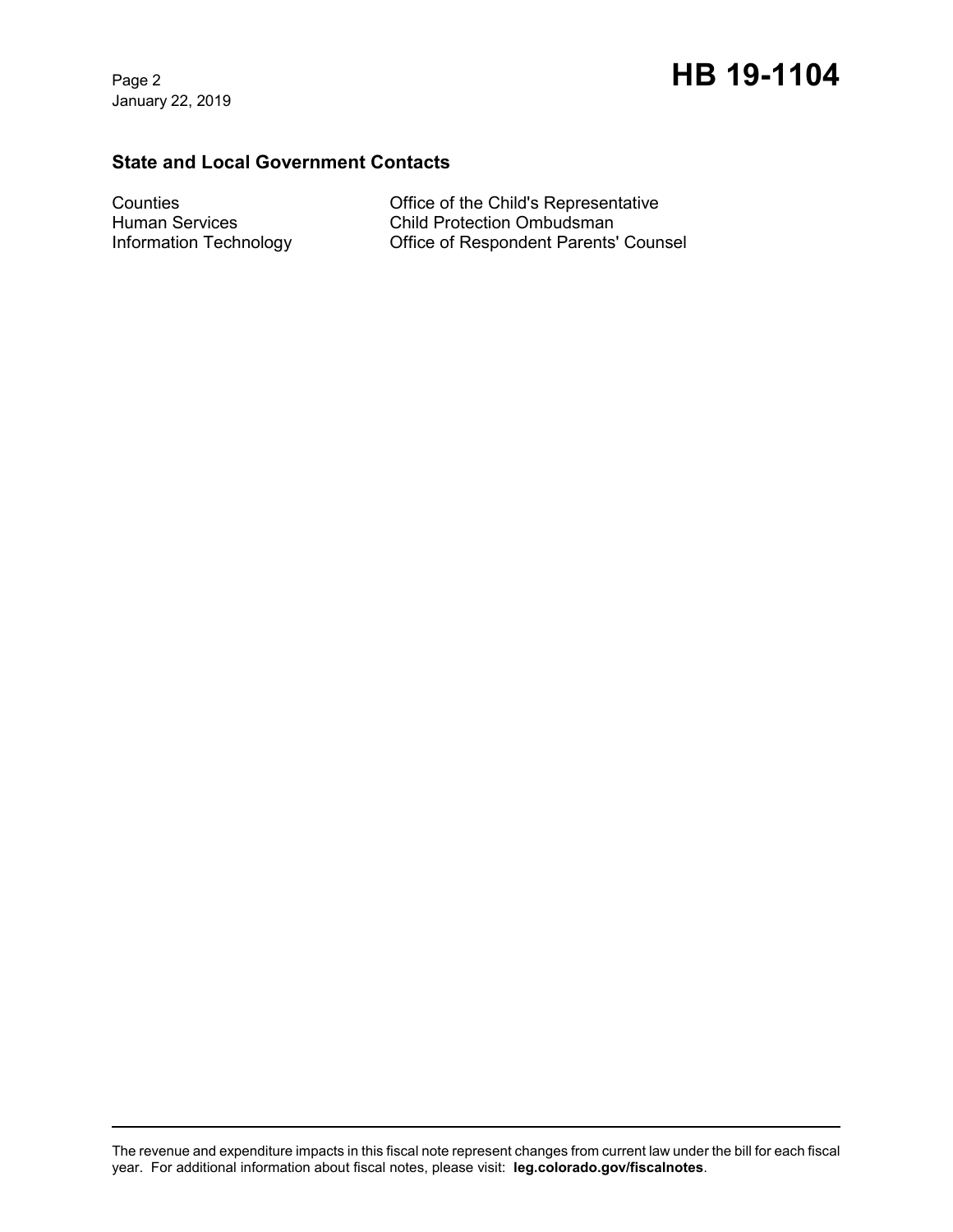## State and Local Government Contacts

| | |
|---|---|
| Counties | Office of the Child's Representative |
| Human Services | Child Protection Ombudsman |
| Information Technology | Office of Respondent Parents' Counsel |

The revenue and expenditure impacts in this fiscal note represent changes from current law under the bill for each fiscal year. For additional information about fiscal notes, please visit: **leg.colorado.gov/fiscalnotes**.